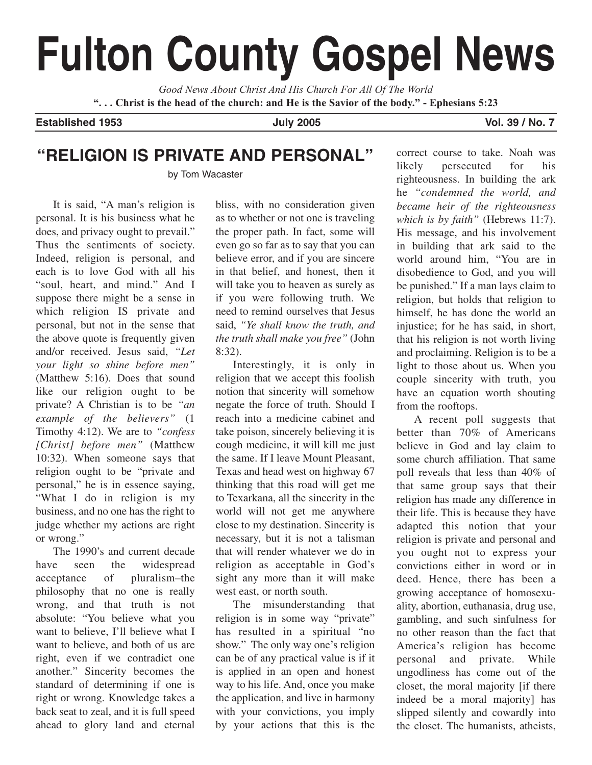# Fulton County Gospel News

*Good News About Christ And His Church For All Of The World*

**". . . Christ is the head of the church: and He is the Savior of the body." - Ephesians 5:23**

**Established 1953** **July 2005** **Vol. 39 / No. 7**

## "RELIGION IS PRIVATE AND PERSONAL"

by Tom Wacaster

It is said, "A man's religion is personal. It is his business what he does, and privacy ought to prevail." Thus the sentiments of society. Indeed, religion is personal, and each is to love God with all his "soul, heart, and mind." And I suppose there might be a sense in which religion IS private and personal, but not in the sense that the above quote is frequently given and/or received. Jesus said, *"Let your light so shine before men"* (Matthew 5:16). Does that sound like our religion ought to be private? A Christian is to be *"an example of the believers"* (1 Timothy 4:12). We are to *"confess [Christ] before men"* (Matthew 10:32). When someone says that religion ought to be "private and personal," he is in essence saying, "What I do in religion is my business, and no one has the right to judge whether my actions are right or wrong."

The 1990's and current decade have seen the widespread acceptance of pluralism–the philosophy that no one is really wrong, and that truth is not absolute: "You believe what you want to believe, I'll believe what I want to believe, and both of us are right, even if we contradict one another." Sincerity becomes the standard of determining if one is right or wrong. Knowledge takes a back seat to zeal, and it is full speed ahead to glory land and eternal bliss, with no consideration given as to whether or not one is traveling the proper path. In fact, some will even go so far as to say that you can believe error, and if you are sincere in that belief, and honest, then it will take you to heaven as surely as if you were following truth. We need to remind ourselves that Jesus said, *"Ye shall know the truth, and the truth shall make you free"* (John 8:32).

Interestingly, it is only in religion that we accept this foolish notion that sincerity will somehow negate the force of truth. Should I reach into a medicine cabinet and take poison, sincerely believing it is cough medicine, it will kill me just the same. If I leave Mount Pleasant, Texas and head west on highway 67 thinking that this road will get me to Texarkana, all the sincerity in the world will not get me anywhere close to my destination. Sincerity is necessary, but it is not a talisman that will render whatever we do in religion as acceptable in God's sight any more than it will make west east, or north south.

The misunderstanding that religion is in some way "private" has resulted in a spiritual "no show." The only way one's religion can be of any practical value is if it is applied in an open and honest way to his life. And, once you make the application, and live in harmony with your convictions, you imply by your actions that this is the correct course to take. Noah was likely persecuted for his righteousness. In building the ark he *"condemned the world, and became heir of the righteousness which is by faith"* (Hebrews 11:7). His message, and his involvement in building that ark said to the world around him, "You are in disobedience to God, and you will be punished." If a man lays claim to religion, but holds that religion to himself, he has done the world an injustice; for he has said, in short, that his religion is not worth living and proclaiming. Religion is to be a light to those about us. When you couple sincerity with truth, you have an equation worth shouting from the rooftops.

A recent poll suggests that better than 70% of Americans believe in God and lay claim to some church affiliation. That same poll reveals that less than 40% of that same group says that their religion has made any difference in their life. This is because they have adapted this notion that your religion is private and personal and you ought not to express your convictions either in word or in deed. Hence, there has been a growing acceptance of homosexuality, abortion, euthanasia, drug use, gambling, and such sinfulness for no other reason than the fact that America's religion has become personal and private. While ungodliness has come out of the closet, the moral majority [if there indeed be a moral majority] has slipped silently and cowardly into the closet. The humanists, atheists,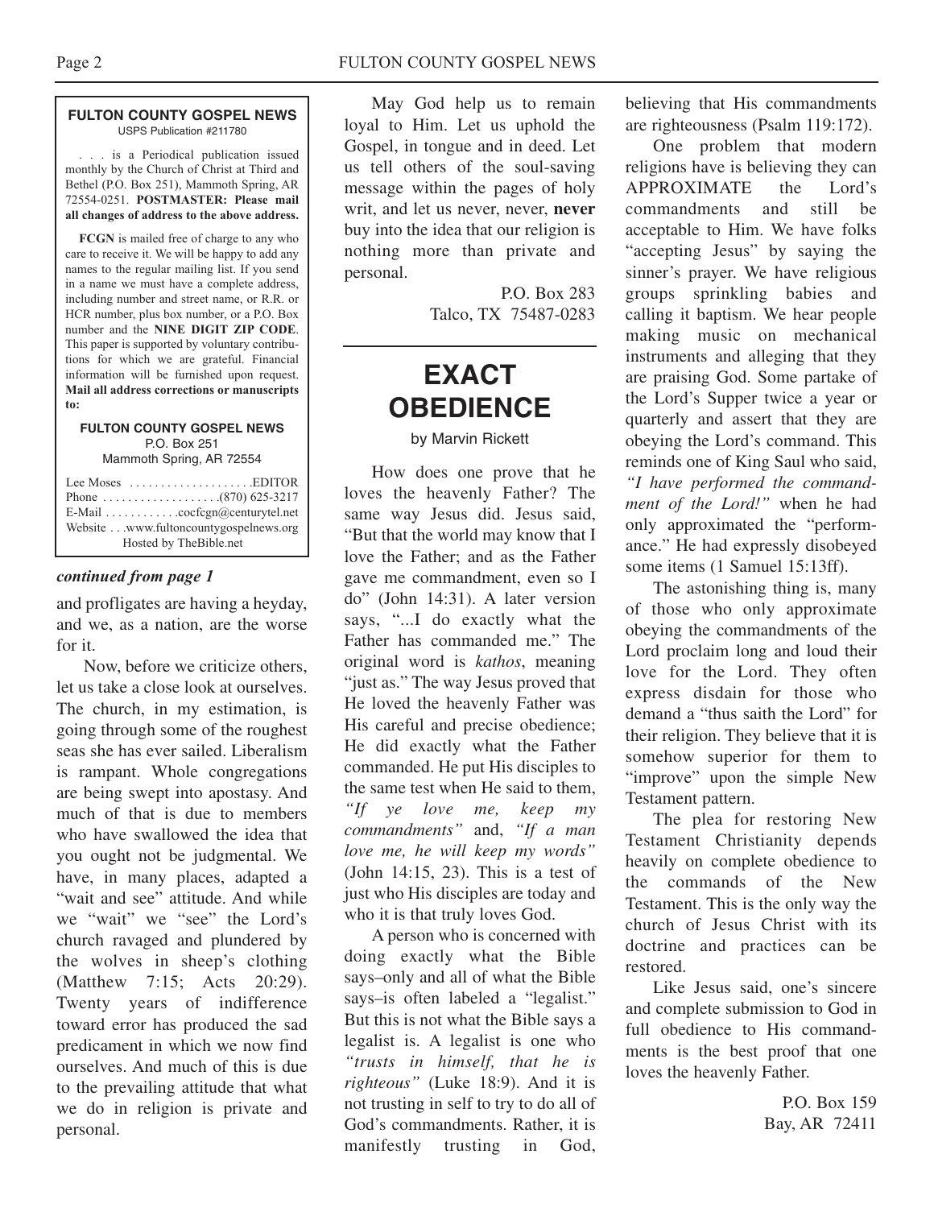**FULTON COUNTY GOSPEL NEWS**
USPS Publication #211780

. . . is a Periodical publication issued monthly by the Church of Christ at Third and Bethel (P.O. Box 251), Mammoth Spring, AR 72554-0251. **POSTMASTER: Please mail all changes of address to the above address.**

**FCGN** is mailed free of charge to any who care to receive it. We will be happy to add any names to the regular mailing list. If you send in a name we must have a complete address, including number and street name, or R.R. or HCR number, plus box number, or a P.O. Box number and the **NINE DIGIT ZIP CODE**. This paper is supported by voluntary contributions for which we are grateful. Financial information will be furnished upon request. **Mail all address corrections or manuscripts to:**

**FULTON COUNTY GOSPEL NEWS**
P.O. Box 251
Mammoth Spring, AR 72554

Lee Moses . . . . . . . . . . . . . . . . . . . .EDITOR
Phone . . . . . . . . . . . . . . . . . . .(870) 625-3217
E-Mail . . . . . . . . . . . .cocfcgn@centurytel.net
Website . . .www.fultoncountygospelnews.org
Hosted by TheBible.net

***continued from page 1***

and profligates are having a heyday, and we, as a nation, are the worse for it.

Now, before we criticize others, let us take a close look at ourselves. The church, in my estimation, is going through some of the roughest seas she has ever sailed. Liberalism is rampant. Whole congregations are being swept into apostasy. And much of that is due to members who have swallowed the idea that you ought not be judgmental. We have, in many places, adapted a "wait and see" attitude. And while we "wait" we "see" the Lord's church ravaged and plundered by the wolves in sheep's clothing (Matthew 7:15; Acts 20:29). Twenty years of indifference toward error has produced the sad predicament in which we now find ourselves. And much of this is due to the prevailing attitude that what we do in religion is private and personal.

May God help us to remain loyal to Him. Let us uphold the Gospel, in tongue and in deed. Let us tell others of the soul-saving message within the pages of holy writ, and let us never, never, **never** buy into the idea that our religion is nothing more than private and personal.

P.O. Box 283
Talco, TX 75487-0283

# EXACT OBEDIENCE

by Marvin Rickett

How does one prove that he loves the heavenly Father? The same way Jesus did. Jesus said, "But that the world may know that I love the Father; and as the Father gave me commandment, even so I do" (John 14:31). A later version says, "...I do exactly what the Father has commanded me." The original word is *kathos*, meaning "just as." The way Jesus proved that He loved the heavenly Father was His careful and precise obedience; He did exactly what the Father commanded. He put His disciples to the same test when He said to them, *"If ye love me, keep my commandments"* and, *"If a man love me, he will keep my words"* (John 14:15, 23). This is a test of just who His disciples are today and who it is that truly loves God.

A person who is concerned with doing exactly what the Bible says–only and all of what the Bible says–is often labeled a "legalist." But this is not what the Bible says a legalist is. A legalist is one who *"trusts in himself, that he is righteous"* (Luke 18:9). And it is not trusting in self to try to do all of God's commandments. Rather, it is manifestly trusting in God, believing that His commandments are righteousness (Psalm 119:172).

One problem that modern religions have is believing they can APPROXIMATE the Lord's commandments and still be acceptable to Him. We have folks "accepting Jesus" by saying the sinner's prayer. We have religious groups sprinkling babies and calling it baptism. We hear people making music on mechanical instruments and alleging that they are praising God. Some partake of the Lord's Supper twice a year or quarterly and assert that they are obeying the Lord's command. This reminds one of King Saul who said, *"I have performed the commandment of the Lord!"* when he had only approximated the "performance." He had expressly disobeyed some items (1 Samuel 15:13ff).

The astonishing thing is, many of those who only approximate obeying the commandments of the Lord proclaim long and loud their love for the Lord. They often express disdain for those who demand a "thus saith the Lord" for their religion. They believe that it is somehow superior for them to "improve" upon the simple New Testament pattern.

The plea for restoring New Testament Christianity depends heavily on complete obedience to the commands of the New Testament. This is the only way the church of Jesus Christ with its doctrine and practices can be restored.

Like Jesus said, one's sincere and complete submission to God in full obedience to His commandments is the best proof that one loves the heavenly Father.

P.O. Box 159
Bay, AR 72411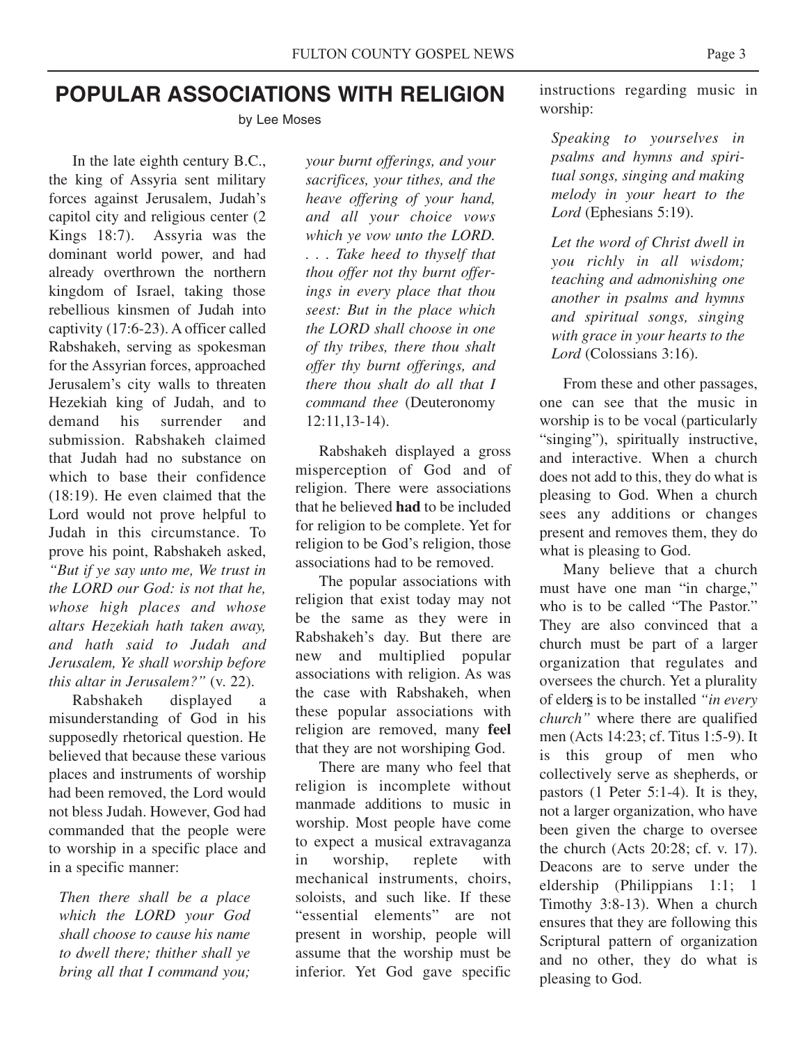# POPULAR ASSOCIATIONS WITH RELIGION

by Lee Moses

In the late eighth century B.C., the king of Assyria sent military forces against Jerusalem, Judah's capitol city and religious center (2 Kings 18:7). Assyria was the dominant world power, and had already overthrown the northern kingdom of Israel, taking those rebellious kinsmen of Judah into captivity (17:6-23). A officer called Rabshakeh, serving as spokesman for the Assyrian forces, approached Jerusalem's city walls to threaten Hezekiah king of Judah, and to demand his surrender and submission. Rabshakeh claimed that Judah had no substance on which to base their confidence (18:19). He even claimed that the Lord would not prove helpful to Judah in this circumstance. To prove his point, Rabshakeh asked, *"But if ye say unto me, We trust in the LORD our God: is not that he, whose high places and whose altars Hezekiah hath taken away, and hath said to Judah and Jerusalem, Ye shall worship before this altar in Jerusalem?"* (v. 22).

Rabshakeh displayed a misunderstanding of God in his supposedly rhetorical question. He believed that because these various places and instruments of worship had been removed, the Lord would not bless Judah. However, God had commanded that the people were to worship in a specific place and in a specific manner:

> *Then there shall be a place which the LORD your God shall choose to cause his name to dwell there; thither shall ye bring all that I command you; your burnt offerings, and your sacrifices, your tithes, and the heave offering of your hand, and all your choice vows which ye vow unto the LORD. . . . Take heed to thyself that thou offer not thy burnt offerings in every place that thou seest: But in the place which the LORD shall choose in one of thy tribes, there thou shalt offer thy burnt offerings, and there thou shalt do all that I command thee* (Deuteronomy 12:11,13-14).

Rabshakeh displayed a gross misperception of God and of religion. There were associations that he believed **had** to be included for religion to be complete. Yet for religion to be God's religion, those associations had to be removed.

The popular associations with religion that exist today may not be the same as they were in Rabshakeh's day. But there are new and multiplied popular associations with religion. As was the case with Rabshakeh, when these popular associations with religion are removed, many **feel** that they are not worshiping God.

There are many who feel that religion is incomplete without manmade additions to music in worship. Most people have come to expect a musical extravaganza in worship, replete with mechanical instruments, choirs, soloists, and such like. If these "essential elements" are not present in worship, people will assume that the worship must be inferior. Yet God gave specific instructions regarding music in worship:

> *Speaking to yourselves in psalms and hymns and spiritual songs, singing and making melody in your heart to the Lord* (Ephesians 5:19).

> *Let the word of Christ dwell in you richly in all wisdom; teaching and admonishing one another in psalms and hymns and spiritual songs, singing with grace in your hearts to the Lord* (Colossians 3:16).

From these and other passages, one can see that the music in worship is to be vocal (particularly "singing"), spiritually instructive, and interactive. When a church does not add to this, they do what is pleasing to God. When a church sees any additions or changes present and removes them, they do what is pleasing to God.

Many believe that a church must have one man "in charge," who is to be called "The Pastor." They are also convinced that a church must be part of a larger organization that regulates and oversees the church. Yet a plurality of elder**s** is to be installed *"in every church"* where there are qualified men (Acts 14:23; cf. Titus 1:5-9). It is this group of men who collectively serve as shepherds, or pastors (1 Peter 5:1-4). It is they, not a larger organization, who have been given the charge to oversee the church (Acts 20:28; cf. v. 17). Deacons are to serve under the eldership (Philippians 1:1; 1 Timothy 3:8-13). When a church ensures that they are following this Scriptural pattern of organization and no other, they do what is pleasing to God.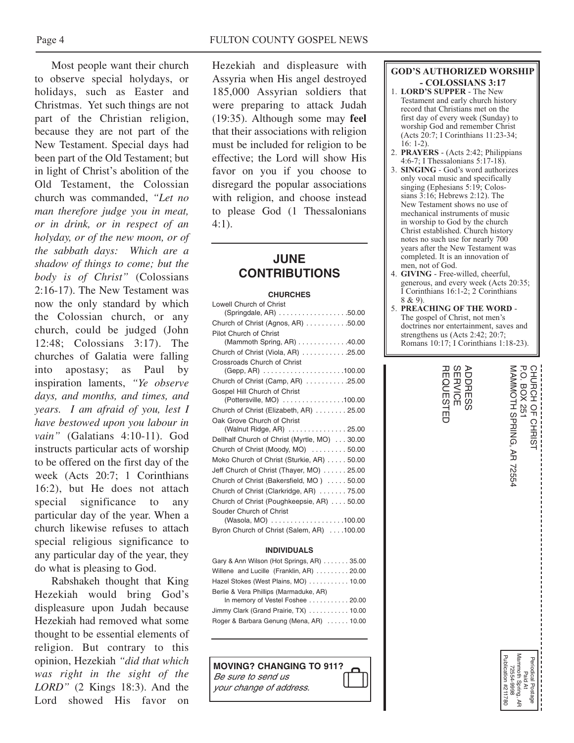Most people want their church to observe special holydays, or holidays, such as Easter and Christmas. Yet such things are not part of the Christian religion, because they are not part of the New Testament. Special days had been part of the Old Testament; but in light of Christ's abolition of the Old Testament, the Colossian church was commanded, *"Let no man therefore judge you in meat, or in drink, or in respect of an holyday, or of the new moon, or of the sabbath days: Which are a shadow of things to come; but the body is of Christ"* (Colossians 2:16-17). The New Testament was now the only standard by which the Colossian church, or any church, could be judged (John 12:48; Colossians 3:17). The churches of Galatia were falling into apostasy; as Paul by inspiration laments, *"Ye observe days, and months, and times, and years. I am afraid of you, lest I have bestowed upon you labour in vain"* (Galatians 4:10-11). God instructs particular acts of worship to be offered on the first day of the week (Acts 20:7; 1 Corinthians 16:2), but He does not attach special significance to any particular day of the year. When a church likewise refuses to attach special religious significance to any particular day of the year, they do what is pleasing to God.

Rabshakeh thought that King Hezekiah would bring God's displeasure upon Judah because Hezekiah had removed what some thought to be essential elements of religion. But contrary to this opinion, Hezekiah *"did that which was right in the sight of the LORD"* (2 Kings 18:3). And the Lord showed His favor on Hezekiah and displeasure with Assyria when His angel destroyed 185,000 Assyrian soldiers that were preparing to attack Judah (19:35). Although some may **feel** that their associations with religion must be included for religion to be effective; the Lord will show His favor on you if you choose to disregard the popular associations with religion, and choose instead to please God (1 Thessalonians 4:1).

## JUNE CONTRIBUTIONS

### CHURCHES

| | |
|---|---|
| Lowell Church of Christ (Springdale, AR) | 50.00 |
| Church of Christ (Agnos, AR) | 50.00 |
| Pilot Church of Christ (Mammoth Spring, AR) | 40.00 |
| Church of Christ (Viola, AR) | 25.00 |
| Crossroads Church of Christ (Gepp, AR) | 100.00 |
| Church of Christ (Camp, AR) | 25.00 |
| Gospel Hill Church of Christ (Pottersville, MO) | 100.00 |
| Church of Christ (Elizabeth, AR) | 25.00 |
| Oak Grove Church of Christ (Walnut Ridge, AR) | 25.00 |
| Dellhalf Church of Christ (Myrtle, MO) | 30.00 |
| Church of Christ (Moody, MO) | 50.00 |
| Moko Church of Christ (Sturkie, AR) | 50.00 |
| Jeff Church of Christ (Thayer, MO) | 25.00 |
| Church of Christ (Bakersfield, MO ) | 50.00 |
| Church of Christ (Clarkridge, AR) | 75.00 |
| Church of Christ (Poughkeepsie, AR) | 50.00 |
| Souder Church of Christ (Wasola, MO) | 100.00 |
| Byron Church of Christ (Salem, AR) | 100.00 |

### INDIVIDUALS

| | |
|---|---|
| Gary & Ann Wilson (Hot Springs, AR) | 35.00 |
| Willene and Lucille (Franklin, AR) | 20.00 |
| Hazel Stokes (West Plains, MO) | 10.00 |
| Berlie & Vera Phillips (Marmaduke, AR) In memory of Vestel Foshee | 20.00 |
| Jimmy Clark (Grand Prairie, TX) | 10.00 |
| Roger & Barbara Genung (Mena, AR) | 10.00 |

**MOVING? CHANGING TO 911?**
*Be sure to send us your change of address.*

**GOD'S AUTHORIZED WORSHIP - COLOSSIANS 3:17**

1. **LORD'S SUPPER** - The New Testament and early church history record that Christians met on the first day of every week (Sunday) to worship God and remember Christ (Acts 20:7; I Corinthians 11:23-34; 16: 1-2).
2. **PRAYERS** - (Acts 2:42; Philippians 4:6-7; I Thessalonians 5:17-18).
3. **SINGING** - God's word authorizes only vocal music and specifically singing (Ephesians 5:19; Colossians 3:16; Hebrews 2:12). The New Testament shows no use of mechanical instruments of music in worship to God by the church Christ established. Church history notes no such use for nearly 700 years after the New Testament was completed. It is an innovation of men, not of God.
4. **GIVING** - Free-willed, cheerful, generous, and every week (Acts 20:35; I Corinthians 16:1-2; 2 Corinthians 8 & 9).
5. **PREACHING OF THE WORD** - The gospel of Christ, not men's doctrines nor entertainment, saves and strengthens us (Acts 2:42; 20:7; Romans 10:17; I Corinthians 1:18-23).

CHURCH OF CHRIST
P.O. BOX 251
MAMMOTH SPRING, AR 72554

ADDRESS SERVICE REQUESTED

Periodical Postage Paid At Mammoth Spring, AR 72554-9998 Publication #211780